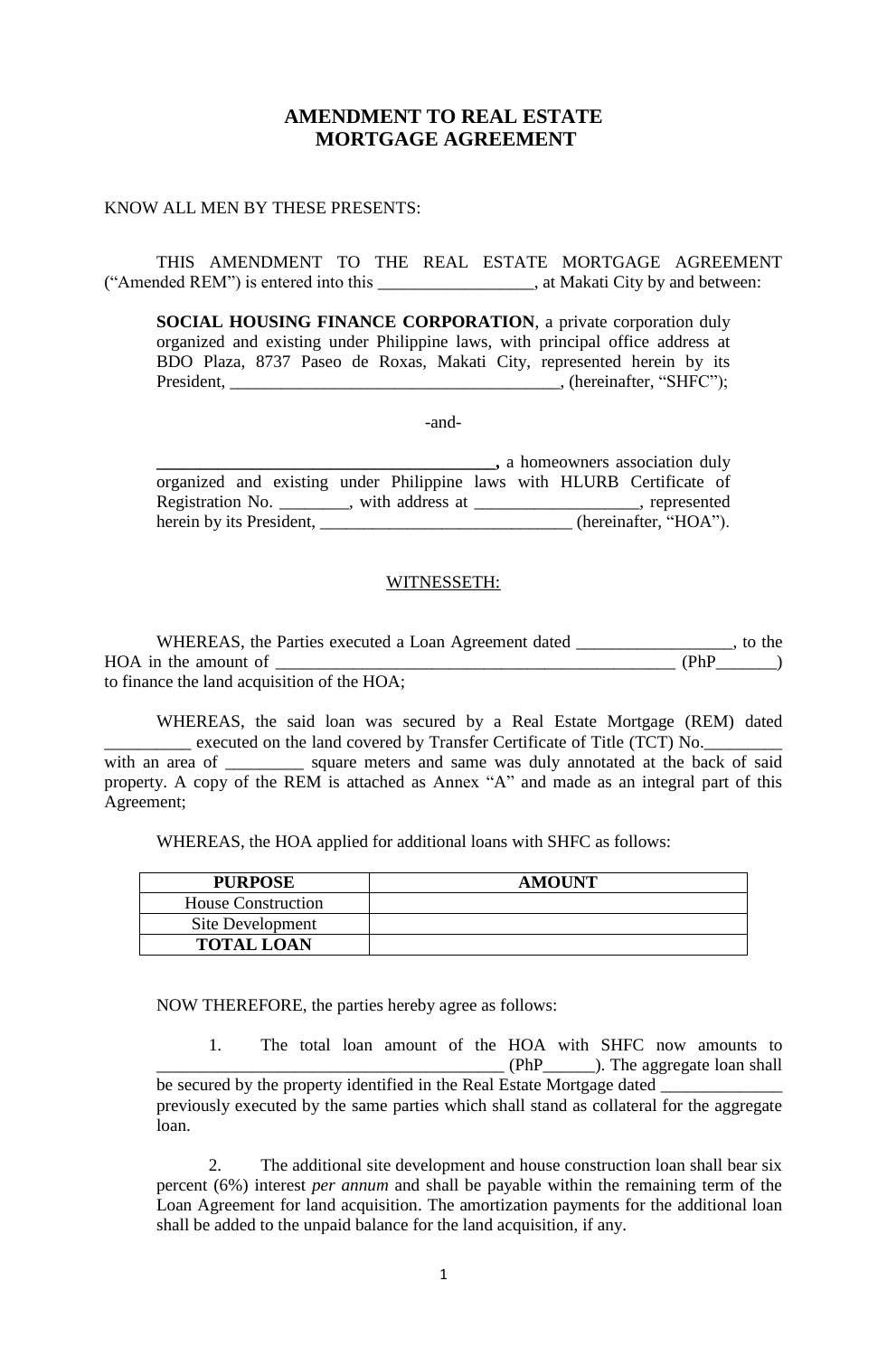# AMENDMENT TO REAL ESTATE MORTGAGE AGREEMENT

KNOW ALL MEN BY THESE PRESENTS:

THIS AMENDMENT TO THE REAL ESTATE MORTGAGE AGREEMENT ("Amended REM") is entered into this __________________, at Makati City by and between:

> **SOCIAL HOUSING FINANCE CORPORATION**, a private corporation duly organized and existing under Philippine laws, with principal office address at BDO Plaza, 8737 Paseo de Roxas, Makati City, represented herein by its President, ______________________________________, (hereinafter, "SHFC");
>
> -and-
>
> **_______________________________________,** a homeowners association duly organized and existing under Philippine laws with HLURB Certificate of Registration No. ________, with address at ___________________, represented herein by its President, _____________________________ (hereinafter, "HOA").

<u>WITNESSETH:</u>

WHEREAS, the Parties executed a Loan Agreement dated __________________, to the HOA in the amount of _______________________________________________ (PhP_______) to finance the land acquisition of the HOA;

WHEREAS, the said loan was secured by a Real Estate Mortgage (REM) dated __________ executed on the land covered by Transfer Certificate of Title (TCT) No._________ with an area of _________ square meters and same was duly annotated at the back of said property. A copy of the REM is attached as Annex "A" and made as an integral part of this Agreement;

WHEREAS, the HOA applied for additional loans with SHFC as follows:

| PURPOSE | AMOUNT |
|---|---|
| House Construction | |
| Site Development | |
| **TOTAL LOAN** | |

NOW THEREFORE, the parties hereby agree as follows:

1. The total loan amount of the HOA with SHFC now amounts to ________________________________________ (PhP______). The aggregate loan shall be secured by the property identified in the Real Estate Mortgage dated ______________ previously executed by the same parties which shall stand as collateral for the aggregate loan.

2. The additional site development and house construction loan shall bear six percent (6%) interest *per annum* and shall be payable within the remaining term of the Loan Agreement for land acquisition. The amortization payments for the additional loan shall be added to the unpaid balance for the land acquisition, if any.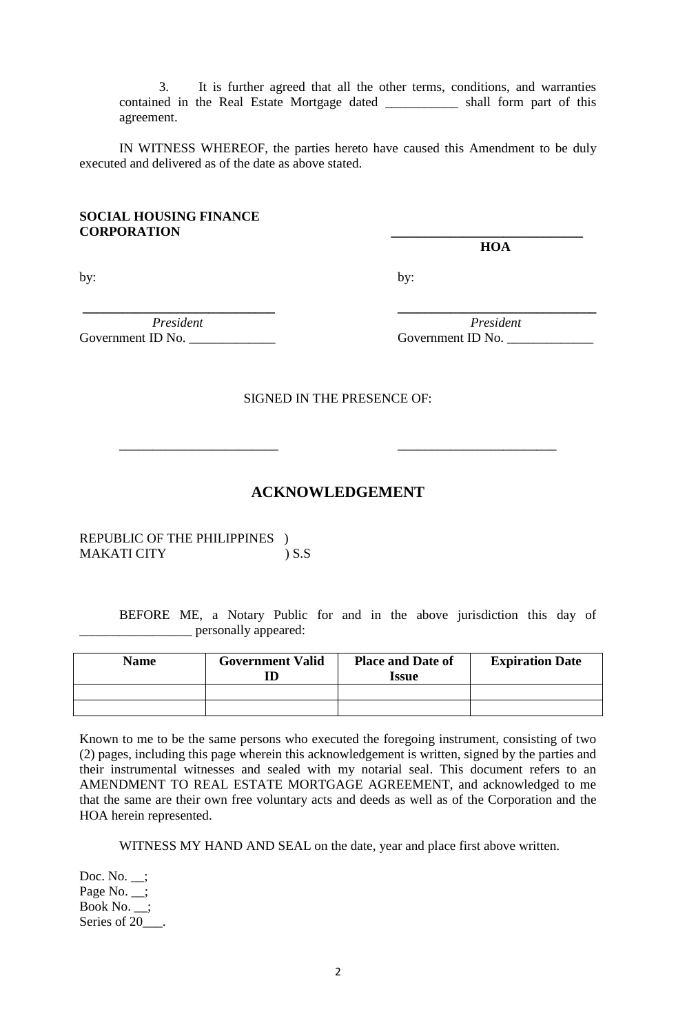3. It is further agreed that all the other terms, conditions, and warranties contained in the Real Estate Mortgage dated ___________ shall form part of this agreement.

IN WITNESS WHEREOF, the parties hereto have caused this Amendment to be duly executed and delivered as of the date as above stated.

**SOCIAL HOUSING FINANCE CORPORATION**

by:

_____________________________
*President*
Government ID No. _____________

_____________________________
**HOA**

by:

_____________________________
*President*
Government ID No. _____________

SIGNED IN THE PRESENCE OF:

________________________ ________________________

## ACKNOWLEDGEMENT

REPUBLIC OF THE PHILIPPINES )
MAKATI CITY ) S.S

BEFORE ME, a Notary Public for and in the above jurisdiction this day of _________________ personally appeared:

| Name | Government Valid ID | Place and Date of Issue | Expiration Date |
|---|---|---|---|
| | | | |
| | | | |

Known to me to be the same persons who executed the foregoing instrument, consisting of two (2) pages, including this page wherein this acknowledgement is written, signed by the parties and their instrumental witnesses and sealed with my notarial seal. This document refers to an AMENDMENT TO REAL ESTATE MORTGAGE AGREEMENT, and acknowledged to me that the same are their own free voluntary acts and deeds as well as of the Corporation and the HOA herein represented.

WITNESS MY HAND AND SEAL on the date, year and place first above written.

Doc. No. __;
Page No. __;
Book No. __;
Series of 20___.